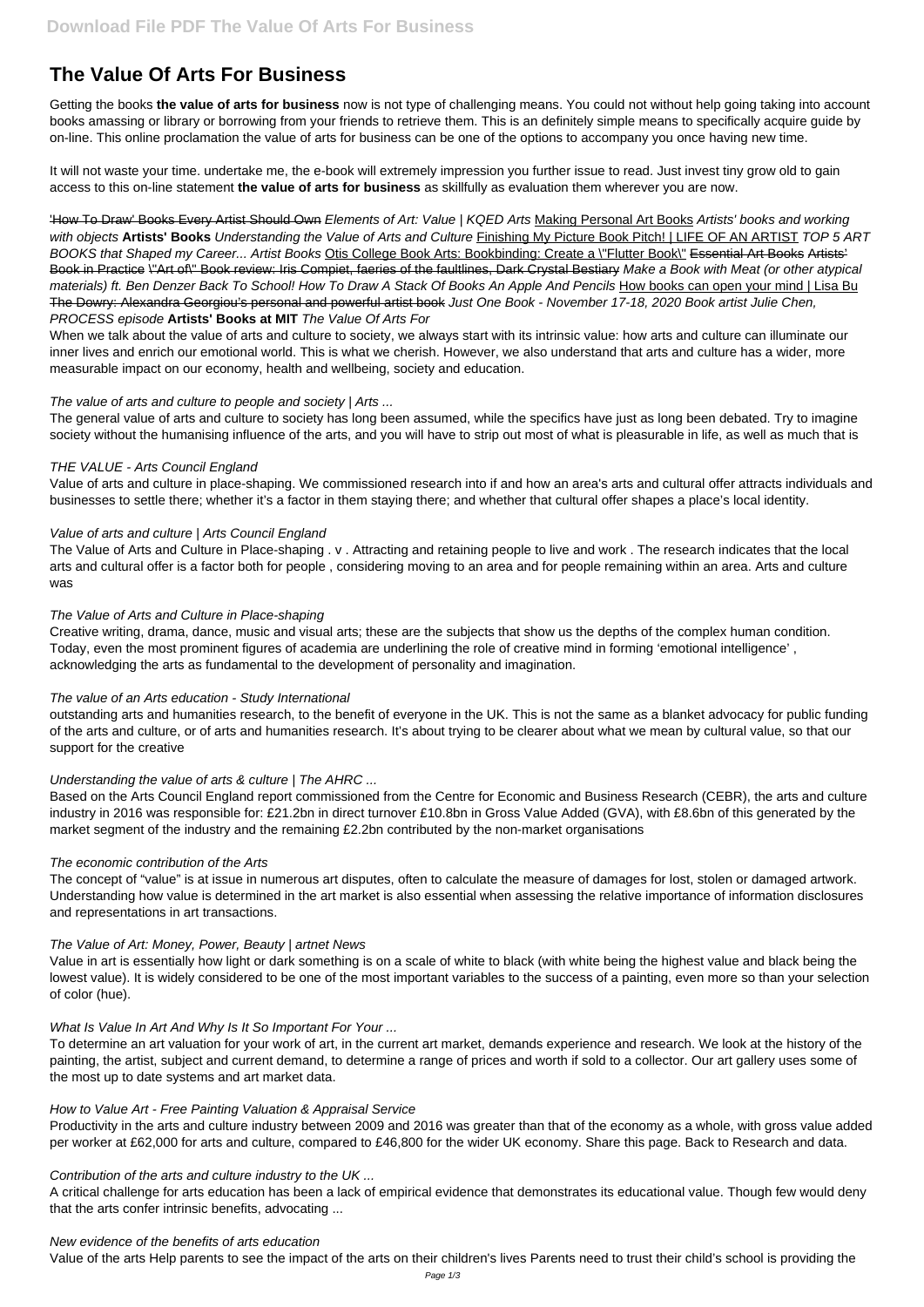# The Value Of Arts For Business

Getting the books **the value of arts for business** now is not type of challenging means. You could not without help going taking into account books amassing or library or borrowing from your friends to retrieve them. This is an definitely simple means to specifically acquire guide by on-line. This online proclamation the value of arts for business can be one of the options to accompany you once having new time.

It will not waste your time. undertake me, the e-book will extremely impression you further issue to read. Just invest tiny grow old to gain access to this on-line statement **the value of arts for business** as skillfully as evaluation them wherever you are now.

~~'How To Draw' Books Every Artist Should Own~~ *Elements of Art: Value | KQED Arts* Making Personal Art Books *Artists' books and working with objects* **Artists' Books** *Understanding the Value of Arts and Culture* Finishing My Picture Book Pitch! | LIFE OF AN ARTIST *TOP 5 ART BOOKS that Shaped my Career... Artist Books* Otis College Book Arts: Bookbinding: Create a \"Flutter Book\" ~~Essential Art Books~~ ~~Artists' Book in Practice~~ ~~\"Art of\" Book review: Iris Compiet, faeries of the faultlines, Dark Crystal Bestiary~~ *Make a Book with Meat (or other atypical materials) ft. Ben Denzer Back To School! How To Draw A Stack Of Books An Apple And Pencils* How books can open your mind | Lisa Bu ~~The Dowry: Alexandra Georgiou's personal and powerful artist book~~ *Just One Book - November 17-18, 2020 Book artist Julie Chen, PROCESS episode* **Artists' Books at MIT** *The Value Of Arts For*

When we talk about the value of arts and culture to society, we always start with its intrinsic value: how arts and culture can illuminate our inner lives and enrich our emotional world. This is what we cherish. However, we also understand that arts and culture has a wider, more measurable impact on our economy, health and wellbeing, society and education.

*The value of arts and culture to people and society | Arts ...*

The general value of arts and culture to society has long been assumed, while the specifics have just as long been debated. Try to imagine society without the humanising influence of the arts, and you will have to strip out most of what is pleasurable in life, as well as much that is

*THE VALUE - Arts Council England*

Value of arts and culture in place-shaping. We commissioned research into if and how an area's arts and cultural offer attracts individuals and businesses to settle there; whether it's a factor in them staying there; and whether that cultural offer shapes a place's local identity.

*Value of arts and culture | Arts Council England*

The Value of Arts and Culture in Place-shaping . v . Attracting and retaining people to live and work . The research indicates that the local arts and cultural offer is a factor both for people , considering moving to an area and for people remaining within an area. Arts and culture was

*The Value of Arts and Culture in Place-shaping*

Creative writing, drama, dance, music and visual arts; these are the subjects that show us the depths of the complex human condition. Today, even the most prominent figures of academia are underlining the role of creative mind in forming 'emotional intelligence' , acknowledging the arts as fundamental to the development of personality and imagination.

*The value of an Arts education - Study International*

outstanding arts and humanities research, to the benefit of everyone in the UK. This is not the same as a blanket advocacy for public funding of the arts and culture, or of arts and humanities research. It's about trying to be clearer about what we mean by cultural value, so that our support for the creative

*Understanding the value of arts & culture | The AHRC ...*

Based on the Arts Council England report commissioned from the Centre for Economic and Business Research (CEBR), the arts and culture industry in 2016 was responsible for: £21.2bn in direct turnover £10.8bn in Gross Value Added (GVA), with £8.6bn of this generated by the market segment of the industry and the remaining £2.2bn contributed by the non-market organisations

*The economic contribution of the Arts*

The concept of "value" is at issue in numerous art disputes, often to calculate the measure of damages for lost, stolen or damaged artwork. Understanding how value is determined in the art market is also essential when assessing the relative importance of information disclosures and representations in art transactions.

*The Value of Art: Money, Power, Beauty | artnet News*

Value in art is essentially how light or dark something is on a scale of white to black (with white being the highest value and black being the lowest value). It is widely considered to be one of the most important variables to the success of a painting, even more so than your selection of color (hue).

*What Is Value In Art And Why Is It So Important For Your ...*

To determine an art valuation for your work of art, in the current art market, demands experience and research. We look at the history of the painting, the artist, subject and current demand, to determine a range of prices and worth if sold to a collector. Our art gallery uses some of the most up to date systems and art market data.

*How to Value Art - Free Painting Valuation & Appraisal Service*

Productivity in the arts and culture industry between 2009 and 2016 was greater than that of the economy as a whole, with gross value added per worker at £62,000 for arts and culture, compared to £46,800 for the wider UK economy. Share this page. Back to Research and data.

*Contribution of the arts and culture industry to the UK ...*

A critical challenge for arts education has been a lack of empirical evidence that demonstrates its educational value. Though few would deny that the arts confer intrinsic benefits, advocating ...

*New evidence of the benefits of arts education*

Value of the arts Help parents to see the impact of the arts on their children's lives Parents need to trust their child's school is providing the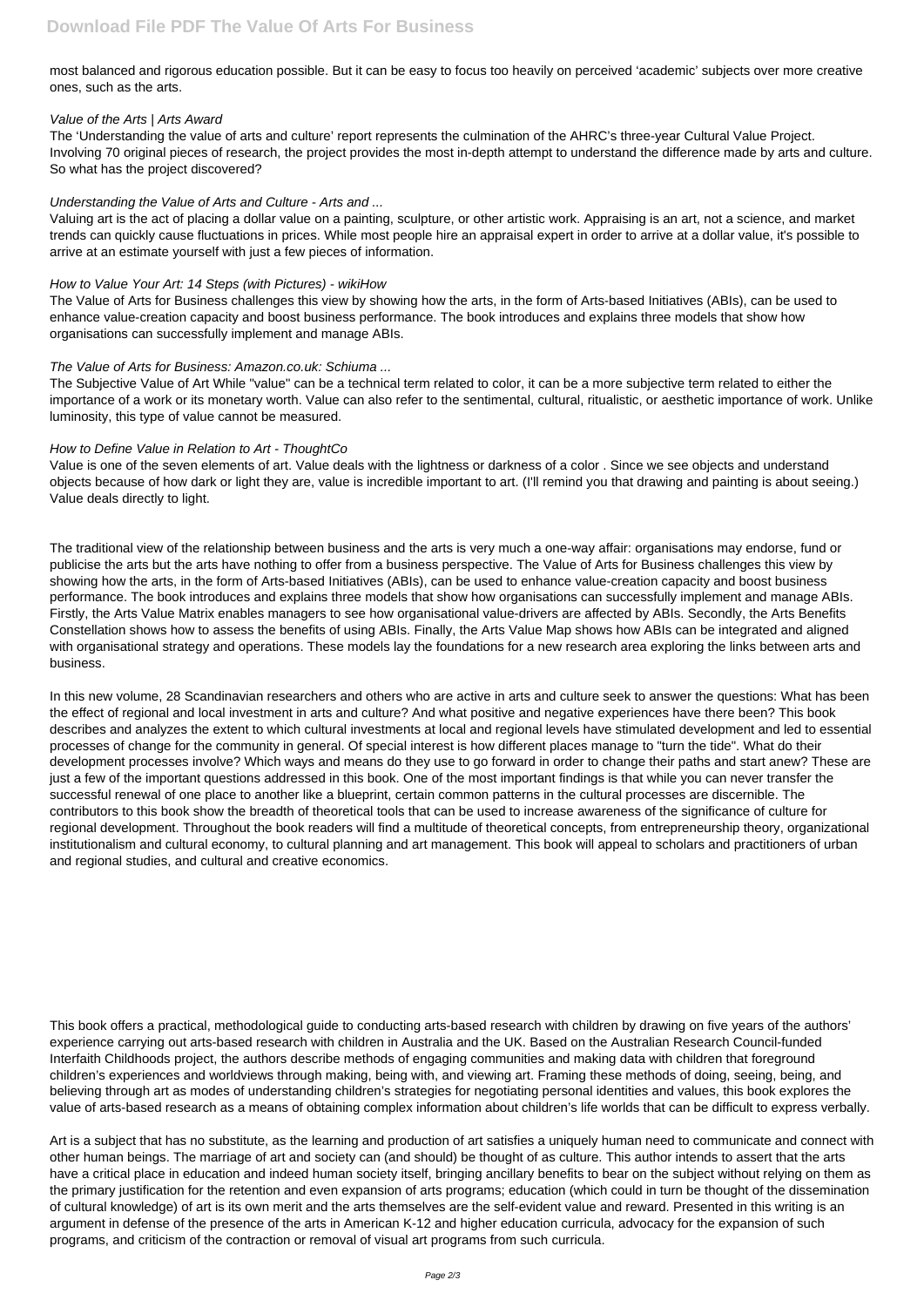most balanced and rigorous education possible. But it can be easy to focus too heavily on perceived 'academic' subjects over more creative ones, such as the arts.

*Value of the Arts | Arts Award*

The 'Understanding the value of arts and culture' report represents the culmination of the AHRC's three-year Cultural Value Project. Involving 70 original pieces of research, the project provides the most in-depth attempt to understand the difference made by arts and culture. So what has the project discovered?

*Understanding the Value of Arts and Culture - Arts and ...*

Valuing art is the act of placing a dollar value on a painting, sculpture, or other artistic work. Appraising is an art, not a science, and market trends can quickly cause fluctuations in prices. While most people hire an appraisal expert in order to arrive at a dollar value, it's possible to arrive at an estimate yourself with just a few pieces of information.

*How to Value Your Art: 14 Steps (with Pictures) - wikiHow*

The Value of Arts for Business challenges this view by showing how the arts, in the form of Arts-based Initiatives (ABIs), can be used to enhance value-creation capacity and boost business performance. The book introduces and explains three models that show how organisations can successfully implement and manage ABIs.

*The Value of Arts for Business: Amazon.co.uk: Schiuma ...*

The Subjective Value of Art While "value" can be a technical term related to color, it can be a more subjective term related to either the importance of a work or its monetary worth. Value can also refer to the sentimental, cultural, ritualistic, or aesthetic importance of work. Unlike luminosity, this type of value cannot be measured.

*How to Define Value in Relation to Art - ThoughtCo*

Value is one of the seven elements of art. Value deals with the lightness or darkness of a color . Since we see objects and understand objects because of how dark or light they are, value is incredible important to art. (I'll remind you that drawing and painting is about seeing.) Value deals directly to light.

The traditional view of the relationship between business and the arts is very much a one-way affair: organisations may endorse, fund or publicise the arts but the arts have nothing to offer from a business perspective. The Value of Arts for Business challenges this view by showing how the arts, in the form of Arts-based Initiatives (ABIs), can be used to enhance value-creation capacity and boost business performance. The book introduces and explains three models that show how organisations can successfully implement and manage ABIs. Firstly, the Arts Value Matrix enables managers to see how organisational value-drivers are affected by ABIs. Secondly, the Arts Benefits Constellation shows how to assess the benefits of using ABIs. Finally, the Arts Value Map shows how ABIs can be integrated and aligned with organisational strategy and operations. These models lay the foundations for a new research area exploring the links between arts and business.

In this new volume, 28 Scandinavian researchers and others who are active in arts and culture seek to answer the questions: What has been the effect of regional and local investment in arts and culture? And what positive and negative experiences have there been? This book describes and analyzes the extent to which cultural investments at local and regional levels have stimulated development and led to essential processes of change for the community in general. Of special interest is how different places manage to "turn the tide". What do their development processes involve? Which ways and means do they use to go forward in order to change their paths and start anew? These are just a few of the important questions addressed in this book. One of the most important findings is that while you can never transfer the successful renewal of one place to another like a blueprint, certain common patterns in the cultural processes are discernible. The contributors to this book show the breadth of theoretical tools that can be used to increase awareness of the significance of culture for regional development. Throughout the book readers will find a multitude of theoretical concepts, from entrepreneurship theory, organizational institutionalism and cultural economy, to cultural planning and art management. This book will appeal to scholars and practitioners of urban and regional studies, and cultural and creative economics.

This book offers a practical, methodological guide to conducting arts-based research with children by drawing on five years of the authors' experience carrying out arts-based research with children in Australia and the UK. Based on the Australian Research Council-funded Interfaith Childhoods project, the authors describe methods of engaging communities and making data with children that foreground children's experiences and worldviews through making, being with, and viewing art. Framing these methods of doing, seeing, being, and believing through art as modes of understanding children's strategies for negotiating personal identities and values, this book explores the value of arts-based research as a means of obtaining complex information about children's life worlds that can be difficult to express verbally.

Art is a subject that has no substitute, as the learning and production of art satisfies a uniquely human need to communicate and connect with other human beings. The marriage of art and society can (and should) be thought of as culture. This author intends to assert that the arts have a critical place in education and indeed human society itself, bringing ancillary benefits to bear on the subject without relying on them as the primary justification for the retention and even expansion of arts programs; education (which could in turn be thought of the dissemination of cultural knowledge) of art is its own merit and the arts themselves are the self-evident value and reward. Presented in this writing is an argument in defense of the presence of the arts in American K-12 and higher education curricula, advocacy for the expansion of such programs, and criticism of the contraction or removal of visual art programs from such curricula.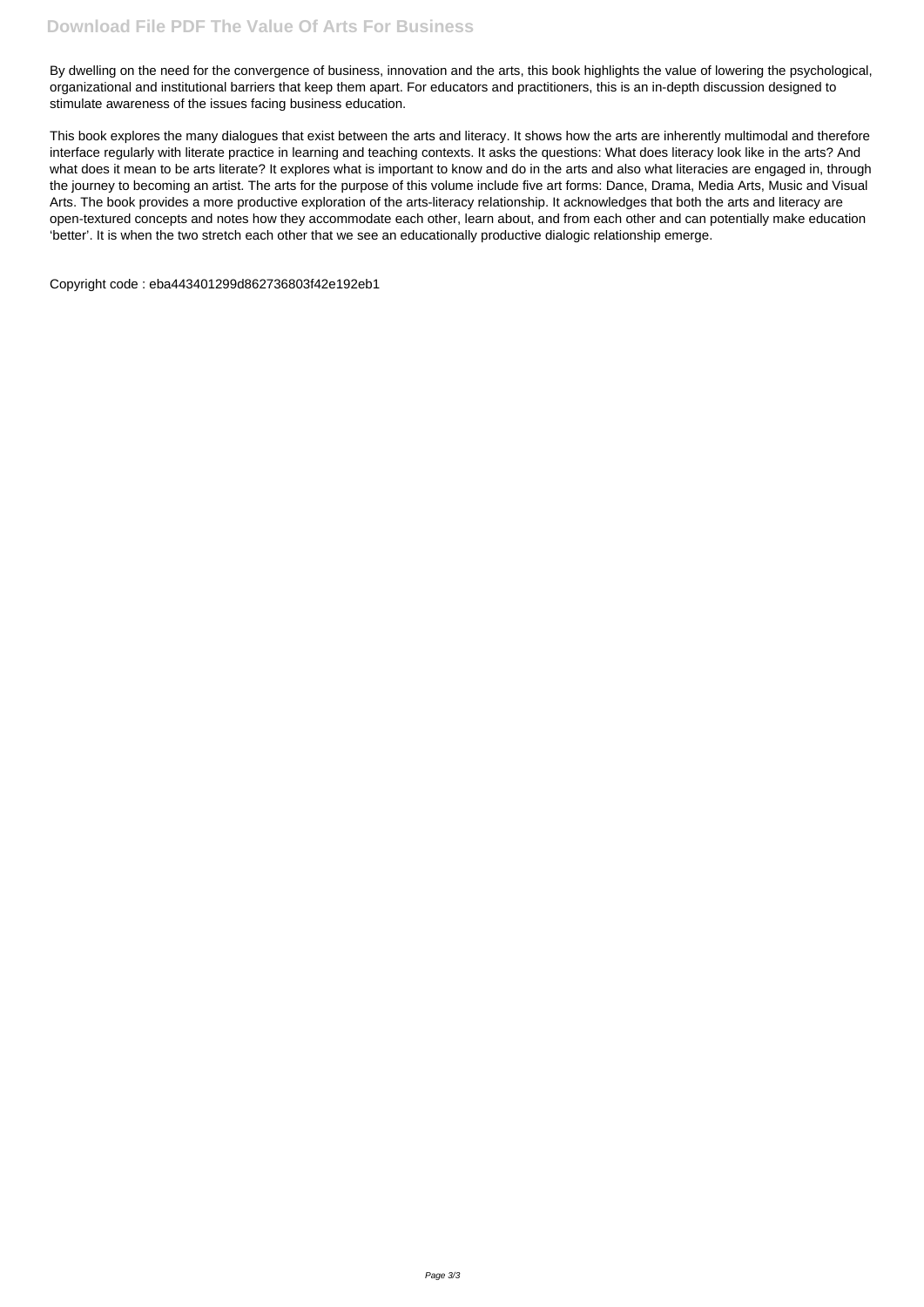By dwelling on the need for the convergence of business, innovation and the arts, this book highlights the value of lowering the psychological, organizational and institutional barriers that keep them apart. For educators and practitioners, this is an in-depth discussion designed to stimulate awareness of the issues facing business education.

This book explores the many dialogues that exist between the arts and literacy. It shows how the arts are inherently multimodal and therefore interface regularly with literate practice in learning and teaching contexts. It asks the questions: What does literacy look like in the arts? And what does it mean to be arts literate? It explores what is important to know and do in the arts and also what literacies are engaged in, through the journey to becoming an artist. The arts for the purpose of this volume include five art forms: Dance, Drama, Media Arts, Music and Visual Arts. The book provides a more productive exploration of the arts-literacy relationship. It acknowledges that both the arts and literacy are open-textured concepts and notes how they accommodate each other, learn about, and from each other and can potentially make education 'better'. It is when the two stretch each other that we see an educationally productive dialogic relationship emerge.

Copyright code : eba443401299d862736803f42e192eb1